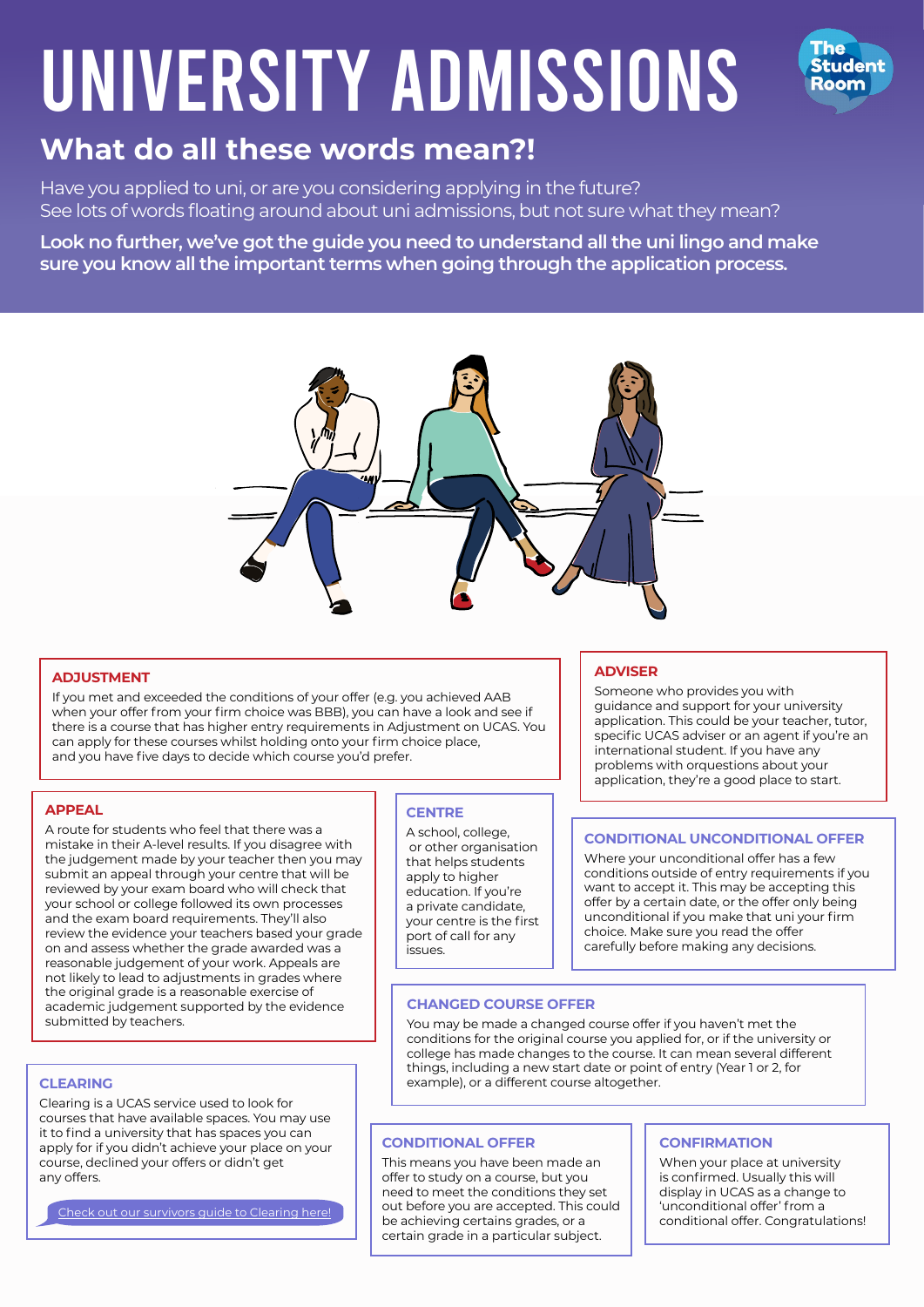# UNIVERSITY ADMISSIONS

## What do all these words mean?!

Have you applied to uni, or are you considering applying in the future?
See lots of words floating around about uni admissions, but not sure what they mean?

**Look no further, we've got the guide you need to understand all the uni lingo and make sure you know all the important terms when going through the application process.**

### ADJUSTMENT

If you met and exceeded the conditions of your offer (e.g. you achieved AAB when your offer from your firm choice was BBB), you can have a look and see if there is a course that has higher entry requirements in Adjustment on UCAS. You can apply for these courses whilst holding onto your firm choice place, and you have five days to decide which course you'd prefer.

### ADVISER

Someone who provides you with guidance and support for your university application. This could be your teacher, tutor, specific UCAS adviser or an agent if you're an international student. If you have any problems with orquestions about your application, they're a good place to start.

### APPEAL

A route for students who feel that there was a mistake in their A-level results. If you disagree with the judgement made by your teacher then you may submit an appeal through your centre that will be reviewed by your exam board who will check that your school or college followed its own processes and the exam board requirements. They'll also review the evidence your teachers based your grade on and assess whether the grade awarded was a reasonable judgement of your work. Appeals are not likely to lead to adjustments in grades where the original grade is a reasonable exercise of academic judgement supported by the evidence submitted by teachers.

### CENTRE

A school, college, or other organisation that helps students apply to higher education. If you're a private candidate, your centre is the first port of call for any issues.

### CONDITIONAL UNCONDITIONAL OFFER

Where your unconditional offer has a few conditions outside of entry requirements if you want to accept it. This may be accepting this offer by a certain date, or the offer only being unconditional if you make that uni your firm choice. Make sure you read the offer carefully before making any decisions.

### CHANGED COURSE OFFER

You may be made a changed course offer if you haven't met the conditions for the original course you applied for, or if the university or college has made changes to the course. It can mean several different things, including a new start date or point of entry (Year 1 or 2, for example), or a different course altogether.

### CLEARING

Clearing is a UCAS service used to look for courses that have available spaces. You may use it to find a university that has spaces you can apply for if you didn't achieve your place on your course, declined your offers or didn't get any offers.

Check out our survivors guide to Clearing here!

### CONDITIONAL OFFER

This means you have been made an offer to study on a course, but you need to meet the conditions they set out before you are accepted. This could be achieving certains grades, or a certain grade in a particular subject.

### CONFIRMATION

When your place at university is confirmed. Usually this will display in UCAS as a change to 'unconditional offer' from a conditional offer. Congratulations!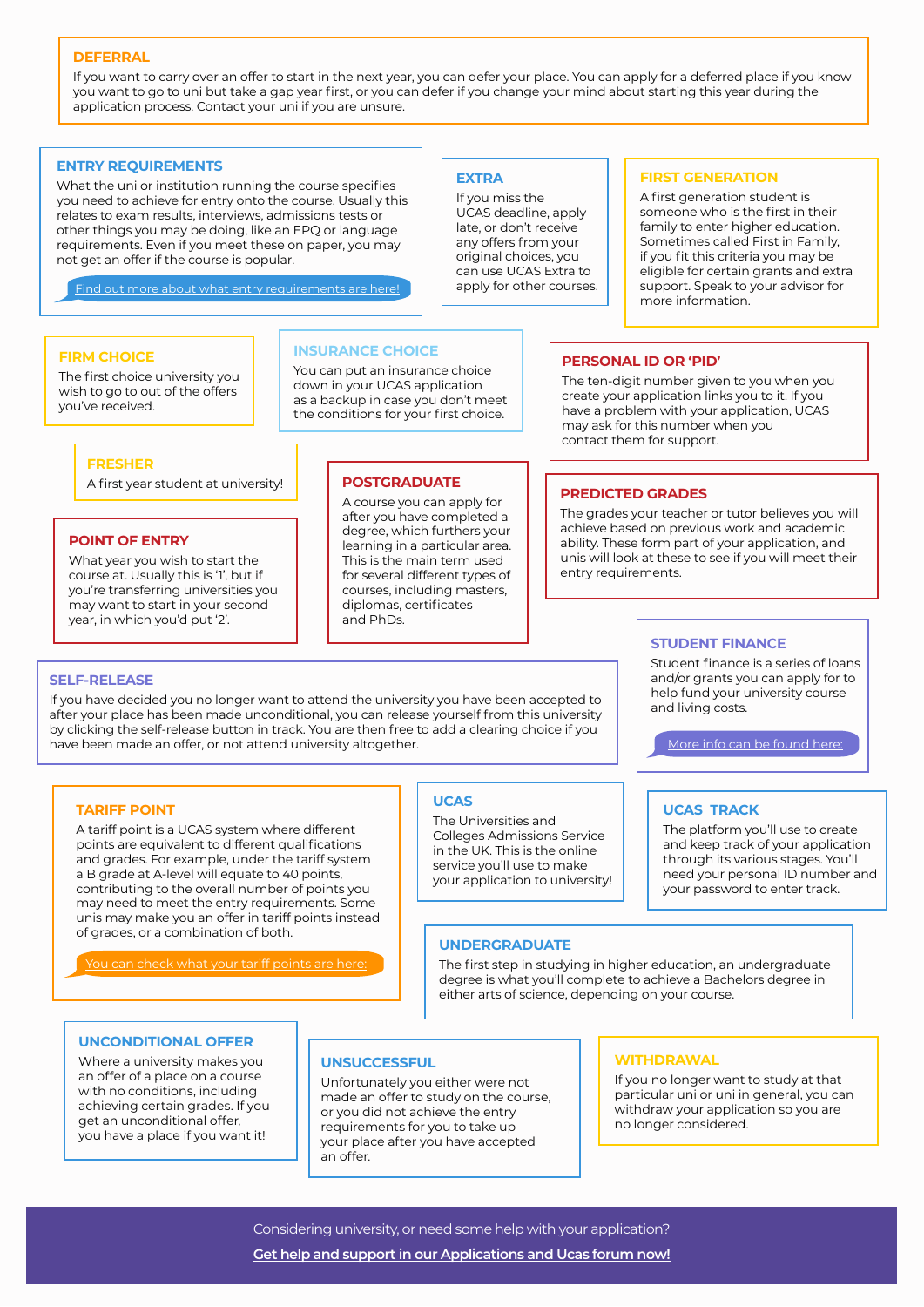## DEFERRAL

If you want to carry over an offer to start in the next year, you can defer your place. You can apply for a deferred place if you know you want to go to uni but take a gap year first, or you can defer if you change your mind about starting this year during the application process. Contact your uni if you are unsure.

## ENTRY REQUIREMENTS

What the uni or institution running the course specifies you need to achieve for entry onto the course. Usually this relates to exam results, interviews, admissions tests or other things you may be doing, like an EPQ or language requirements. Even if you meet these on paper, you may not get an offer if the course is popular.

Find out more about what entry requirements are here!

## EXTRA

If you miss the UCAS deadline, apply late, or don't receive any offers from your original choices, you can use UCAS Extra to apply for other courses.

## FIRST GENERATION

A first generation student is someone who is the first in their family to enter higher education. Sometimes called First in Family, if you fit this criteria you may be eligible for certain grants and extra support. Speak to your advisor for more information.

## FIRM CHOICE

The first choice university you wish to go to out of the offers you've received.

## INSURANCE CHOICE

You can put an insurance choice down in your UCAS application as a backup in case you don't meet the conditions for your first choice.

## PERSONAL ID OR 'PID'

The ten-digit number given to you when you create your application links you to it. If you have a problem with your application, UCAS may ask for this number when you contact them for support.

## FRESHER

A first year student at university!

## POSTGRADUATE

A course you can apply for after you have completed a degree, which furthers your learning in a particular area. This is the main term used for several different types of courses, including masters, diplomas, certificates and PhDs.

## PREDICTED GRADES

The grades your teacher or tutor believes you will achieve based on previous work and academic ability. These form part of your application, and unis will look at these to see if you will meet their entry requirements.

## POINT OF ENTRY

What year you wish to start the course at. Usually this is '1', but if you're transferring universities you may want to start in your second year, in which you'd put '2'.

## STUDENT FINANCE

Student finance is a series of loans and/or grants you can apply for to help fund your university course and living costs.

More info can be found here:

## SELF-RELEASE

If you have decided you no longer want to attend the university you have been accepted to after your place has been made unconditional, you can release yourself from this university by clicking the self-release button in track. You are then free to add a clearing choice if you have been made an offer, or not attend university altogether.

## TARIFF POINT

A tariff point is a UCAS system where different points are equivalent to different qualifications and grades. For example, under the tariff system a B grade at A-level will equate to 40 points, contributing to the overall number of points you may need to meet the entry requirements. Some unis may make you an offer in tariff points instead of grades, or a combination of both.

You can check what your tariff points are here:

## UCAS

The Universities and Colleges Admissions Service in the UK. This is the online service you'll use to make your application to university!

## UCAS TRACK

The platform you'll use to create and keep track of your application through its various stages. You'll need your personal ID number and your password to enter track.

## UNDERGRADUATE

The first step in studying in higher education, an undergraduate degree is what you'll complete to achieve a Bachelors degree in either arts of science, depending on your course.

## UNCONDITIONAL OFFER

Where a university makes you an offer of a place on a course with no conditions, including achieving certain grades. If you get an unconditional offer, you have a place if you want it!

## UNSUCCESSFUL

Unfortunately you either were not made an offer to study on the course, or you did not achieve the entry requirements for you to take up your place after you have accepted an offer.

## WITHDRAWAL

If you no longer want to study at that particular uni or uni in general, you can withdraw your application so you are no longer considered.

Considering university, or need some help with your application?

**Get help and support in our Applications and Ucas forum now!**